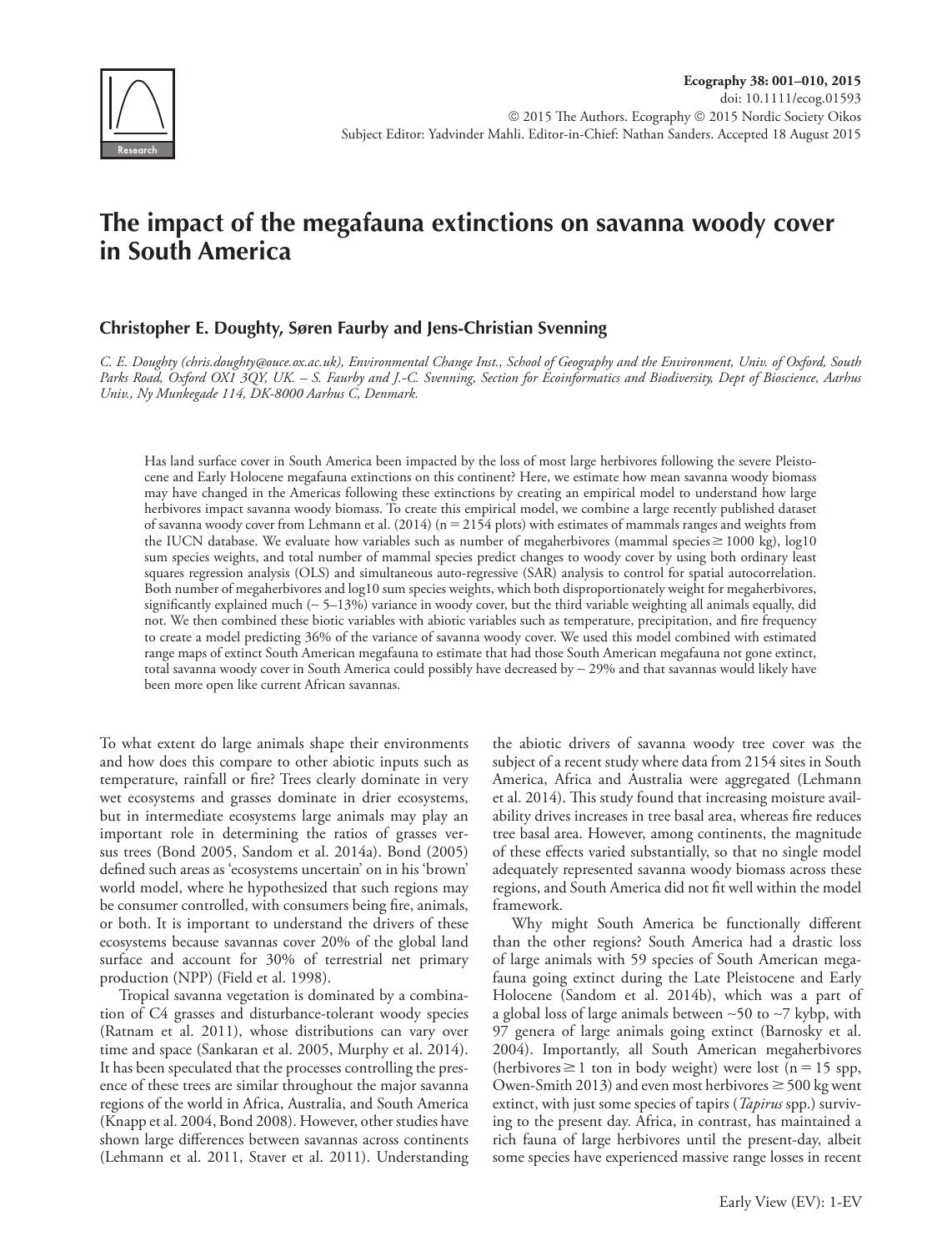# The impact of the megafauna extinctions on savanna woody cover in South America

**Christopher E. Doughty, Søren Faurby and Jens-Christian Svenning**

*C. E. Doughty (chris.doughty@ouce.ox.ac.uk), Environmental Change Inst., School of Geography and the Environment, Univ. of Oxford, South Parks Road, Oxford OX1 3QY, UK. – S. Faurby and J.-C. Svenning, Section for Ecoinformatics and Biodiversity, Dept of Bioscience, Aarhus Univ., Ny Munkegade 114, DK-8000 Aarhus C, Denmark.*

Has land surface cover in South America been impacted by the loss of most large herbivores following the severe Pleistocene and Early Holocene megafauna extinctions on this continent? Here, we estimate how mean savanna woody biomass may have changed in the Americas following these extinctions by creating an empirical model to understand how large herbivores impact savanna woody biomass. To create this empirical model, we combine a large recently published dataset of savanna woody cover from Lehmann et al. (2014) (n = 2154 plots) with estimates of mammals ranges and weights from the IUCN database. We evaluate how variables such as number of megaherbivores (mammal species ≥ 1000 kg), log10 sum species weights, and total number of mammal species predict changes to woody cover by using both ordinary least squares regression analysis (OLS) and simultaneous auto-regressive (SAR) analysis to control for spatial autocorrelation. Both number of megaherbivores and log10 sum species weights, which both disproportionately weight for megaherbivores, significantly explained much (~ 5–13%) variance in woody cover, but the third variable weighting all animals equally, did not. We then combined these biotic variables with abiotic variables such as temperature, precipitation, and fire frequency to create a model predicting 36% of the variance of savanna woody cover. We used this model combined with estimated range maps of extinct South American megafauna to estimate that had those South American megafauna not gone extinct, total savanna woody cover in South America could possibly have decreased by ~ 29% and that savannas would likely have been more open like current African savannas.

To what extent do large animals shape their environments and how does this compare to other abiotic inputs such as temperature, rainfall or fire? Trees clearly dominate in very wet ecosystems and grasses dominate in drier ecosystems, but in intermediate ecosystems large animals may play an important role in determining the ratios of grasses versus trees (Bond 2005, Sandom et al. 2014a). Bond (2005) defined such areas as 'ecosystems uncertain' on in his 'brown' world model, where he hypothesized that such regions may be consumer controlled, with consumers being fire, animals, or both. It is important to understand the drivers of these ecosystems because savannas cover 20% of the global land surface and account for 30% of terrestrial net primary production (NPP) (Field et al. 1998).

Tropical savanna vegetation is dominated by a combination of C4 grasses and disturbance-tolerant woody species (Ratnam et al. 2011), whose distributions can vary over time and space (Sankaran et al. 2005, Murphy et al. 2014). It has been speculated that the processes controlling the presence of these trees are similar throughout the major savanna regions of the world in Africa, Australia, and South America (Knapp et al. 2004, Bond 2008). However, other studies have shown large differences between savannas across continents (Lehmann et al. 2011, Staver et al. 2011). Understanding the abiotic drivers of savanna woody tree cover was the subject of a recent study where data from 2154 sites in South America, Africa and Australia were aggregated (Lehmann et al. 2014). This study found that increasing moisture availability drives increases in tree basal area, whereas fire reduces tree basal area. However, among continents, the magnitude of these effects varied substantially, so that no single model adequately represented savanna woody biomass across these regions, and South America did not fit well within the model framework.

Why might South America be functionally different than the other regions? South America had a drastic loss of large animals with 59 species of South American megafauna going extinct during the Late Pleistocene and Early Holocene (Sandom et al. 2014b), which was a part of a global loss of large animals between ~50 to ~7 kybp, with 97 genera of large animals going extinct (Barnosky et al. 2004). Importantly, all South American megaherbivores (herbivores ≥ 1 ton in body weight) were lost (n = 15 spp, Owen-Smith 2013) and even most herbivores ≥ 500 kg went extinct, with just some species of tapirs (*Tapirus* spp.) surviving to the present day. Africa, in contrast, has maintained a rich fauna of large herbivores until the present-day, albeit some species have experienced massive range losses in recent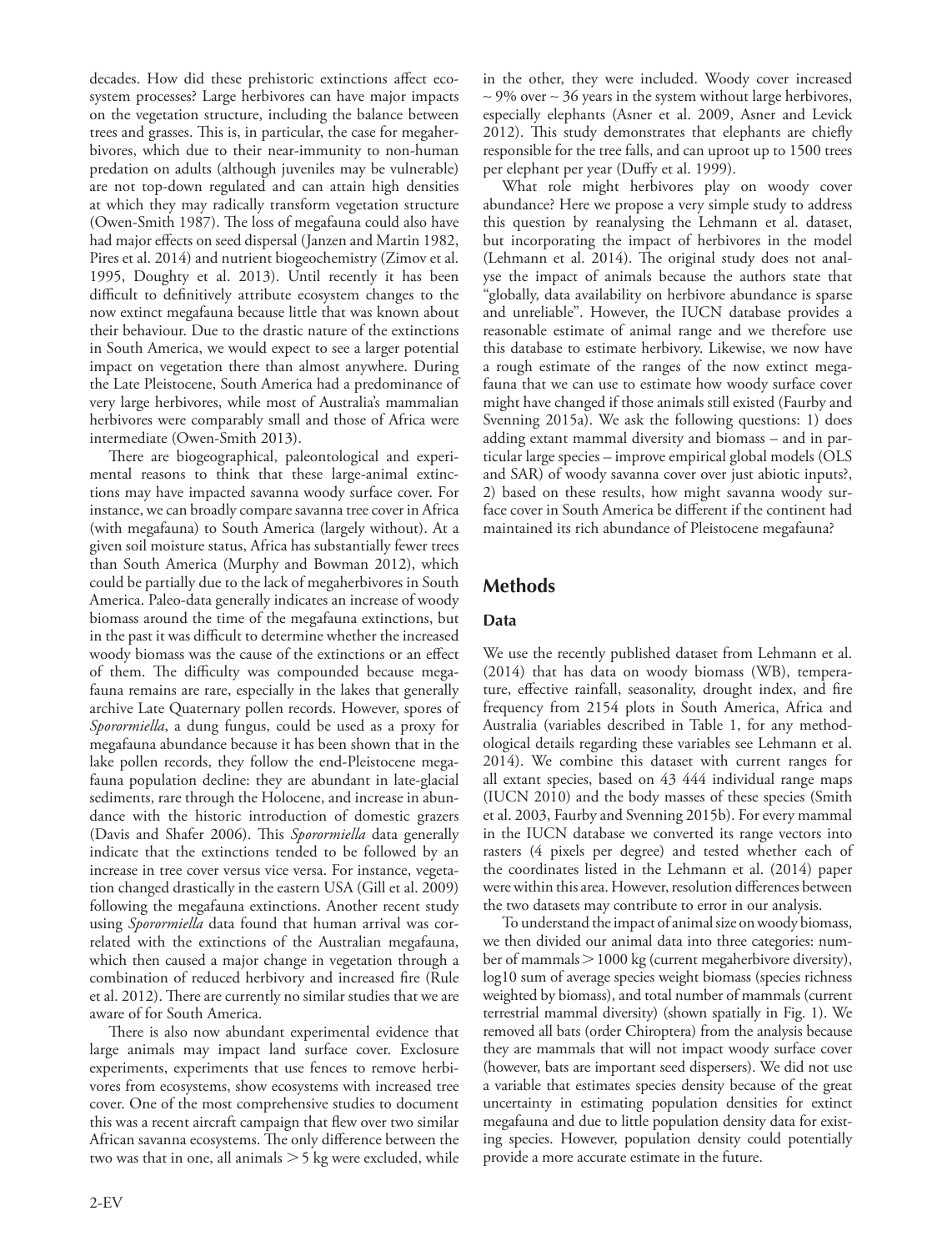decades. How did these prehistoric extinctions affect ecosystem processes? Large herbivores can have major impacts on the vegetation structure, including the balance between trees and grasses. This is, in particular, the case for megaherbivores, which due to their near-immunity to non-human predation on adults (although juveniles may be vulnerable) are not top-down regulated and can attain high densities at which they may radically transform vegetation structure (Owen-Smith 1987). The loss of megafauna could also have had major effects on seed dispersal (Janzen and Martin 1982, Pires et al. 2014) and nutrient biogeochemistry (Zimov et al. 1995, Doughty et al. 2013). Until recently it has been difficult to definitively attribute ecosystem changes to the now extinct megafauna because little that was known about their behaviour. Due to the drastic nature of the extinctions in South America, we would expect to see a larger potential impact on vegetation there than almost anywhere. During the Late Pleistocene, South America had a predominance of very large herbivores, while most of Australia's mammalian herbivores were comparably small and those of Africa were intermediate (Owen-Smith 2013).

There are biogeographical, paleontological and experimental reasons to think that these large-animal extinctions may have impacted savanna woody surface cover. For instance, we can broadly compare savanna tree cover in Africa (with megafauna) to South America (largely without). At a given soil moisture status, Africa has substantially fewer trees than South America (Murphy and Bowman 2012), which could be partially due to the lack of megaherbivores in South America. Paleo-data generally indicates an increase of woody biomass around the time of the megafauna extinctions, but in the past it was difficult to determine whether the increased woody biomass was the cause of the extinctions or an effect of them. The difficulty was compounded because megafauna remains are rare, especially in the lakes that generally archive Late Quaternary pollen records. However, spores of *Sporormiella*, a dung fungus, could be used as a proxy for megafauna abundance because it has been shown that in the lake pollen records, they follow the end-Pleistocene megafauna population decline: they are abundant in late-glacial sediments, rare through the Holocene, and increase in abundance with the historic introduction of domestic grazers (Davis and Shafer 2006). This *Sporormiella* data generally indicate that the extinctions tended to be followed by an increase in tree cover versus vice versa. For instance, vegetation changed drastically in the eastern USA (Gill et al. 2009) following the megafauna extinctions. Another recent study using *Sporormiella* data found that human arrival was correlated with the extinctions of the Australian megafauna, which then caused a major change in vegetation through a combination of reduced herbivory and increased fire (Rule et al. 2012). There are currently no similar studies that we are aware of for South America.

There is also now abundant experimental evidence that large animals may impact land surface cover. Exclosure experiments, experiments that use fences to remove herbivores from ecosystems, show ecosystems with increased tree cover. One of the most comprehensive studies to document this was a recent aircraft campaign that flew over two similar African savanna ecosystems. The only difference between the two was that in one, all animals $>$ 5 kg were excluded, while in the other, they were included. Woody cover increased ~ 9% over ~ 36 years in the system without large herbivores, especially elephants (Asner et al. 2009, Asner and Levick 2012). This study demonstrates that elephants are chiefly responsible for the tree falls, and can uproot up to 1500 trees per elephant per year (Duffy et al. 1999).

What role might herbivores play on woody cover abundance? Here we propose a very simple study to address this question by reanalysing the Lehmann et al. dataset, but incorporating the impact of herbivores in the model (Lehmann et al. 2014). The original study does not analyse the impact of animals because the authors state that "globally, data availability on herbivore abundance is sparse and unreliable". However, the IUCN database provides a reasonable estimate of animal range and we therefore use this database to estimate herbivory. Likewise, we now have a rough estimate of the ranges of the now extinct megafauna that we can use to estimate how woody surface cover might have changed if those animals still existed (Faurby and Svenning 2015a). We ask the following questions: 1) does adding extant mammal diversity and biomass – and in particular large species – improve empirical global models (OLS and SAR) of woody savanna cover over just abiotic inputs?, 2) based on these results, how might savanna woody surface cover in South America be different if the continent had maintained its rich abundance of Pleistocene megafauna?

## Methods

### Data

We use the recently published dataset from Lehmann et al. (2014) that has data on woody biomass (WB), temperature, effective rainfall, seasonality, drought index, and fire frequency from 2154 plots in South America, Africa and Australia (variables described in Table 1, for any methodological details regarding these variables see Lehmann et al. 2014). We combine this dataset with current ranges for all extant species, based on 43 444 individual range maps (IUCN 2010) and the body masses of these species (Smith et al. 2003, Faurby and Svenning 2015b). For every mammal in the IUCN database we converted its range vectors into rasters (4 pixels per degree) and tested whether each of the coordinates listed in the Lehmann et al. (2014) paper were within this area. However, resolution differences between the two datasets may contribute to error in our analysis.

To understand the impact of animal size on woody biomass, we then divided our animal data into three categories: number of mammals $>$ 1000 kg (current megaherbivore diversity), log10 sum of average species weight biomass (species richness weighted by biomass), and total number of mammals (current terrestrial mammal diversity) (shown spatially in Fig. 1). We removed all bats (order Chiroptera) from the analysis because they are mammals that will not impact woody surface cover (however, bats are important seed dispersers). We did not use a variable that estimates species density because of the great uncertainty in estimating population densities for extinct megafauna and due to little population density data for existing species. However, population density could potentially provide a more accurate estimate in the future.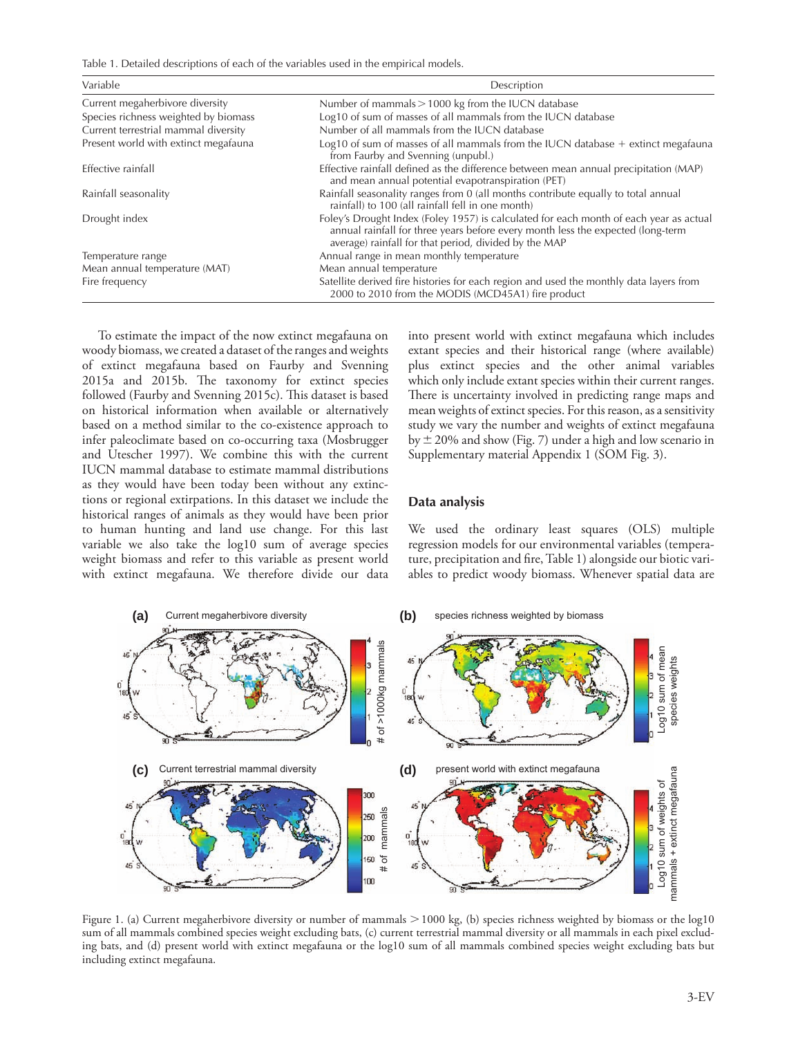Table 1. Detailed descriptions of each of the variables used in the empirical models.

| Variable | Description |
|---|---|
| Current megaherbivore diversity | Number of mammals > 1000 kg from the IUCN database |
| Species richness weighted by biomass | Log10 of sum of masses of all mammals from the IUCN database |
| Current terrestrial mammal diversity | Number of all mammals from the IUCN database |
| Present world with extinct megafauna | Log10 of sum of masses of all mammals from the IUCN database + extinct megafauna from Faurby and Svenning (unpubl.) |
| Effective rainfall | Effective rainfall defined as the difference between mean annual precipitation (MAP) and mean annual potential evapotranspiration (PET) |
| Rainfall seasonality | Rainfall seasonality ranges from 0 (all months contribute equally to total annual rainfall) to 100 (all rainfall fell in one month) |
| Drought index | Foley's Drought Index (Foley 1957) is calculated for each month of each year as actual annual rainfall for three years before every month less the expected (long-term average) rainfall for that period, divided by the MAP |
| Temperature range | Annual range in mean monthly temperature |
| Mean annual temperature (MAT) | Mean annual temperature |
| Fire frequency | Satellite derived fire histories for each region and used the monthly data layers from 2000 to 2010 from the MODIS (MCD45A1) fire product |

To estimate the impact of the now extinct megafauna on woody biomass, we created a dataset of the ranges and weights of extinct megafauna based on Faurby and Svenning 2015a and 2015b. The taxonomy for extinct species followed (Faurby and Svenning 2015c). This dataset is based on historical information when available or alternatively based on a method similar to the co-existence approach to infer paleoclimate based on co-occurring taxa (Mosbrugger and Utescher 1997). We combine this with the current IUCN mammal database to estimate mammal distributions as they would have been today been without any extinctions or regional extirpations. In this dataset we include the historical ranges of animals as they would have been prior to human hunting and land use change. For this last variable we also take the log10 sum of average species weight biomass and refer to this variable as present world with extinct megafauna. We therefore divide our data into present world with extinct megafauna which includes extant species and their historical range (where available) plus extinct species and the other animal variables which only include extant species within their current ranges. There is uncertainty involved in predicting range maps and mean weights of extinct species. For this reason, as a sensitivity study we vary the number and weights of extinct megafauna by ± 20% and show (Fig. 7) under a high and low scenario in Supplementary material Appendix 1 (SOM Fig. 3).

## Data analysis

We used the ordinary least squares (OLS) multiple regression models for our environmental variables (temperature, precipitation and fire, Table 1) alongside our biotic variables to predict woody biomass. Whenever spatial data are

Figure 1. (a) Current megaherbivore diversity or number of mammals > 1000 kg, (b) species richness weighted by biomass or the log10 sum of all mammals combined species weight excluding bats, (c) current terrestrial mammal diversity or all mammals in each pixel excluding bats, and (d) present world with extinct megafauna or the log10 sum of all mammals combined species weight excluding bats but including extinct megafauna.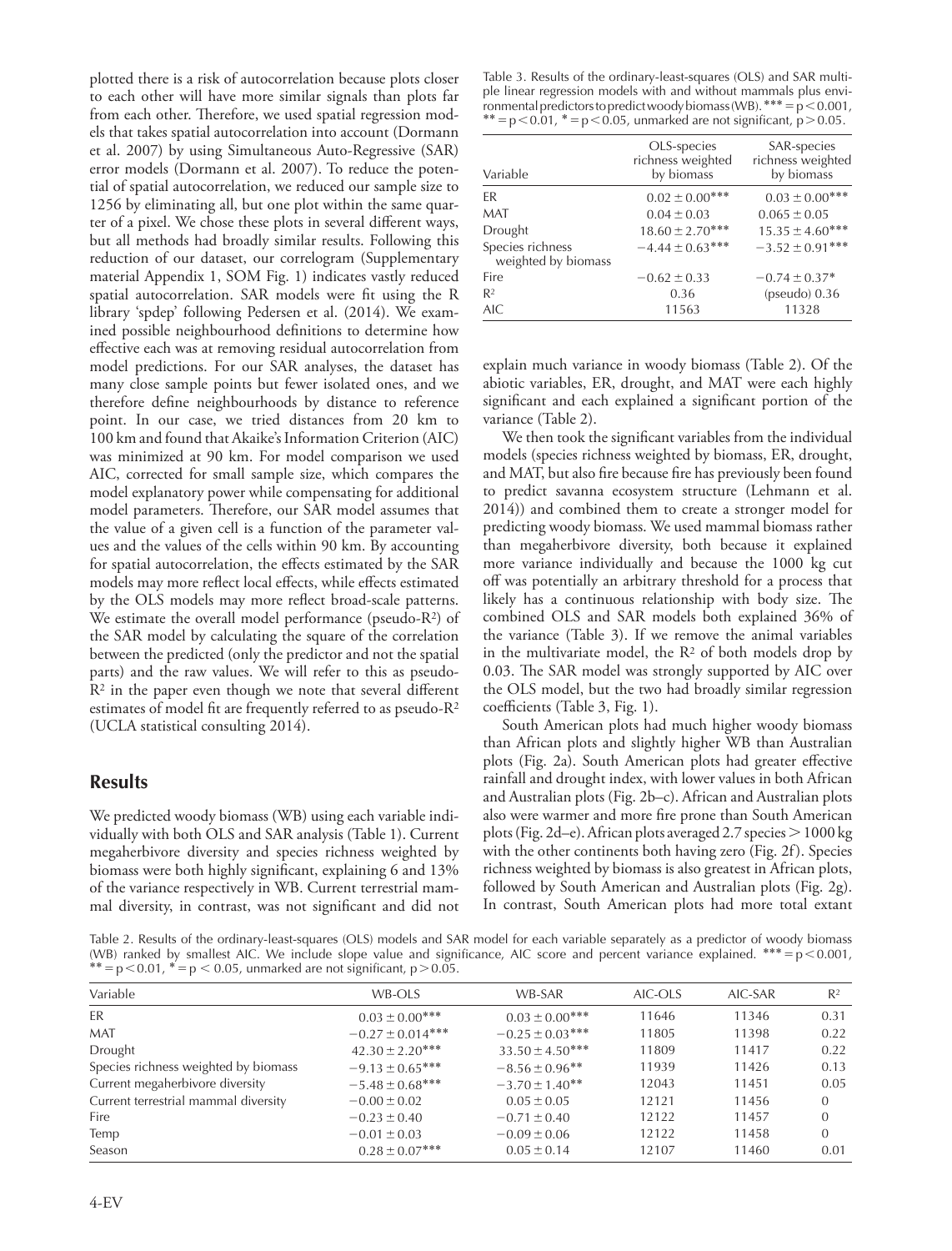plotted there is a risk of autocorrelation because plots closer to each other will have more similar signals than plots far from each other. Therefore, we used spatial regression models that takes spatial autocorrelation into account (Dormann et al. 2007) by using Simultaneous Auto-Regressive (SAR) error models (Dormann et al. 2007). To reduce the potential of spatial autocorrelation, we reduced our sample size to 1256 by eliminating all, but one plot within the same quarter of a pixel. We chose these plots in several different ways, but all methods had broadly similar results. Following this reduction of our dataset, our correlogram (Supplementary material Appendix 1, SOM Fig. 1) indicates vastly reduced spatial autocorrelation. SAR models were fit using the R library 'spdep' following Pedersen et al. (2014). We examined possible neighbourhood definitions to determine how effective each was at removing residual autocorrelation from model predictions. For our SAR analyses, the dataset has many close sample points but fewer isolated ones, and we therefore define neighbourhoods by distance to reference point. In our case, we tried distances from 20 km to 100 km and found that Akaike's Information Criterion (AIC) was minimized at 90 km. For model comparison we used AIC, corrected for small sample size, which compares the model explanatory power while compensating for additional model parameters. Therefore, our SAR model assumes that the value of a given cell is a function of the parameter values and the values of the cells within 90 km. By accounting for spatial autocorrelation, the effects estimated by the SAR models may more reflect local effects, while effects estimated by the OLS models may more reflect broad-scale patterns. We estimate the overall model performance (pseudo-$R^2$) of the SAR model by calculating the square of the correlation between the predicted (only the predictor and not the spatial parts) and the raw values. We will refer to this as pseudo-$R^2$ in the paper even though we note that several different estimates of model fit are frequently referred to as pseudo-$R^2$ (UCLA statistical consulting 2014).

## Results

We predicted woody biomass (WB) using each variable individually with both OLS and SAR analysis (Table 1). Current megaherbivore diversity and species richness weighted by biomass were both highly significant, explaining 6 and 13% of the variance respectively in WB. Current terrestrial mammal diversity, in contrast, was not significant and did not explain much variance in woody biomass (Table 2). Of the abiotic variables, ER, drought, and MAT were each highly significant and each explained a significant portion of the variance (Table 2).

We then took the significant variables from the individual models (species richness weighted by biomass, ER, drought, and MAT, but also fire because fire has previously been found to predict savanna ecosystem structure (Lehmann et al. 2014)) and combined them to create a stronger model for predicting woody biomass. We used mammal biomass rather than megaherbivore diversity, both because it explained more variance individually and because the 1000 kg cut off was potentially an arbitrary threshold for a process that likely has a continuous relationship with body size. The combined OLS and SAR models both explained 36% of the variance (Table 3). If we remove the animal variables in the multivariate model, the $R^2$ of both models drop by 0.03. The SAR model was strongly supported by AIC over the OLS model, but the two had broadly similar regression coefficients (Table 3, Fig. 1).

South American plots had much higher woody biomass than African plots and slightly higher WB than Australian plots (Fig. 2a). South American plots had greater effective rainfall and drought index, with lower values in both African and Australian plots (Fig. 2b–c). African and Australian plots also were warmer and more fire prone than South American plots (Fig. 2d–e). African plots averaged 2.7 species > 1000 kg with the other continents both having zero (Fig. 2f). Species richness weighted by biomass is also greatest in African plots, followed by South American and Australian plots (Fig. 2g). In contrast, South American plots had more total extant

Table 3. Results of the ordinary-least-squares (OLS) and SAR multiple linear regression models with and without mammals plus environmental predictors to predict woody biomass (WB). *** = $p < 0.001$, ** = $p < 0.01$, * = $p < 0.05$, unmarked are not significant, $p > 0.05$.

| Variable | OLS-species richness weighted by biomass | SAR-species richness weighted by biomass |
|---|---|---|
| ER | 0.02 ± 0.00*** | 0.03 ± 0.00*** |
| MAT | 0.04 ± 0.03 | 0.065 ± 0.05 |
| Drought | 18.60 ± 2.70*** | 15.35 ± 4.60*** |
| Species richness weighted by biomass | −4.44 ± 0.63*** | −3.52 ± 0.91*** |
| Fire | −0.62 ± 0.33 | −0.74 ± 0.37* |
| $R^2$ | 0.36 | (pseudo) 0.36 |
| AIC | 11563 | 11328 |

Table 2. Results of the ordinary-least-squares (OLS) models and SAR model for each variable separately as a predictor of woody biomass (WB) ranked by smallest AIC. We include slope value and significance, AIC score and percent variance explained. *** = $p < 0.001$, ** = $p < 0.01$, * = $p < 0.05$, unmarked are not significant, $p > 0.05$.

| Variable | WB-OLS | WB-SAR | AIC-OLS | AIC-SAR | $R^2$ |
|---|---|---|---|---|---|
| ER | 0.03 ± 0.00*** | 0.03 ± 0.00*** | 11646 | 11346 | 0.31 |
| MAT | −0.27 ± 0.014*** | −0.25 ± 0.03*** | 11805 | 11398 | 0.22 |
| Drought | 42.30 ± 2.20*** | 33.50 ± 4.50*** | 11809 | 11417 | 0.22 |
| Species richness weighted by biomass | −9.13 ± 0.65*** | −8.56 ± 0.96** | 11939 | 11426 | 0.13 |
| Current megaherbivore diversity | −5.48 ± 0.68*** | −3.70 ± 1.40** | 12043 | 11451 | 0.05 |
| Current terrestrial mammal diversity | −0.00 ± 0.02 | 0.05 ± 0.05 | 12121 | 11456 | 0 |
| Fire | −0.23 ± 0.40 | −0.71 ± 0.40 | 12122 | 11457 | 0 |
| Temp | −0.01 ± 0.03 | −0.09 ± 0.06 | 12122 | 11458 | 0 |
| Season | 0.28 ± 0.07*** | 0.05 ± 0.14 | 12107 | 11460 | 0.01 |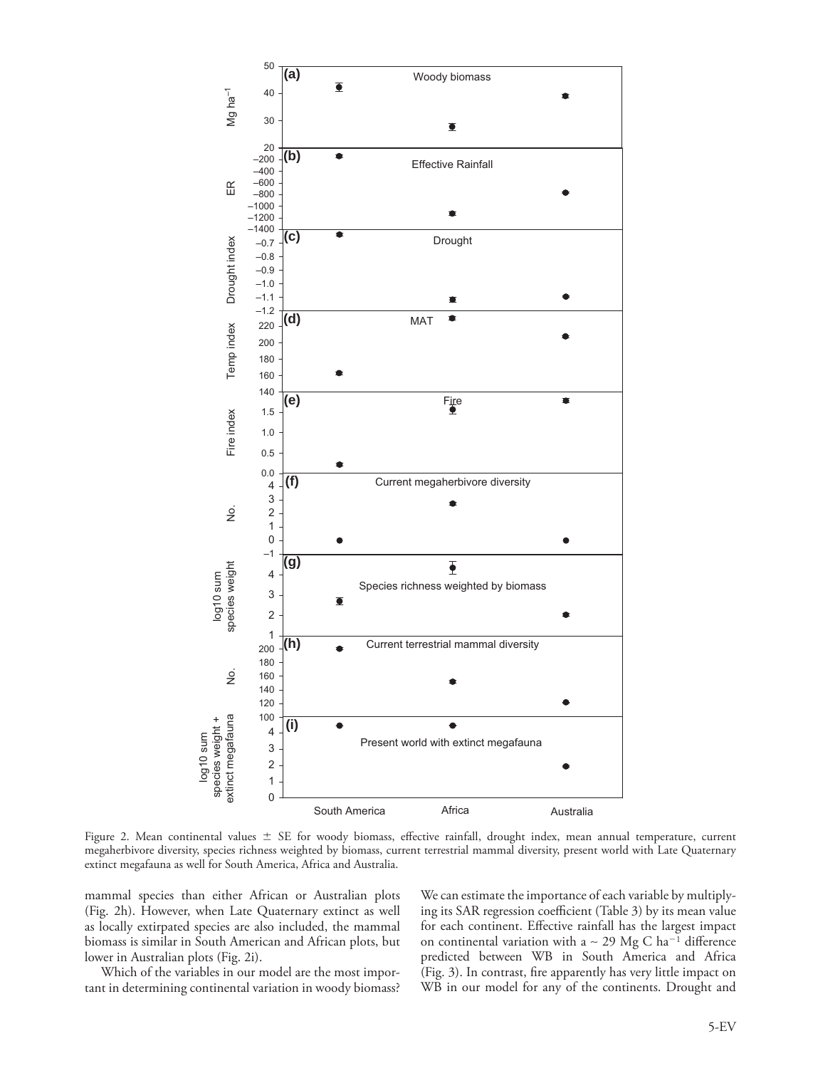Figure 2. Mean continental values ± SE for woody biomass, effective rainfall, drought index, mean annual temperature, current megaherbivore diversity, species richness weighted by biomass, current terrestrial mammal diversity, present world with Late Quaternary extinct megafauna as well for South America, Africa and Australia.

mammal species than either African or Australian plots (Fig. 2h). However, when Late Quaternary extinct as well as locally extirpated species are also included, the mammal biomass is similar in South American and African plots, but lower in Australian plots (Fig. 2i).

Which of the variables in our model are the most important in determining continental variation in woody biomass? We can estimate the importance of each variable by multiplying its SAR regression coefficient (Table 3) by its mean value for each continent. Effective rainfall has the largest impact on continental variation with a ~ 29 Mg C ha$^{-1}$ difference predicted between WB in South America and Africa (Fig. 3). In contrast, fire apparently has very little impact on WB in our model for any of the continents. Drought and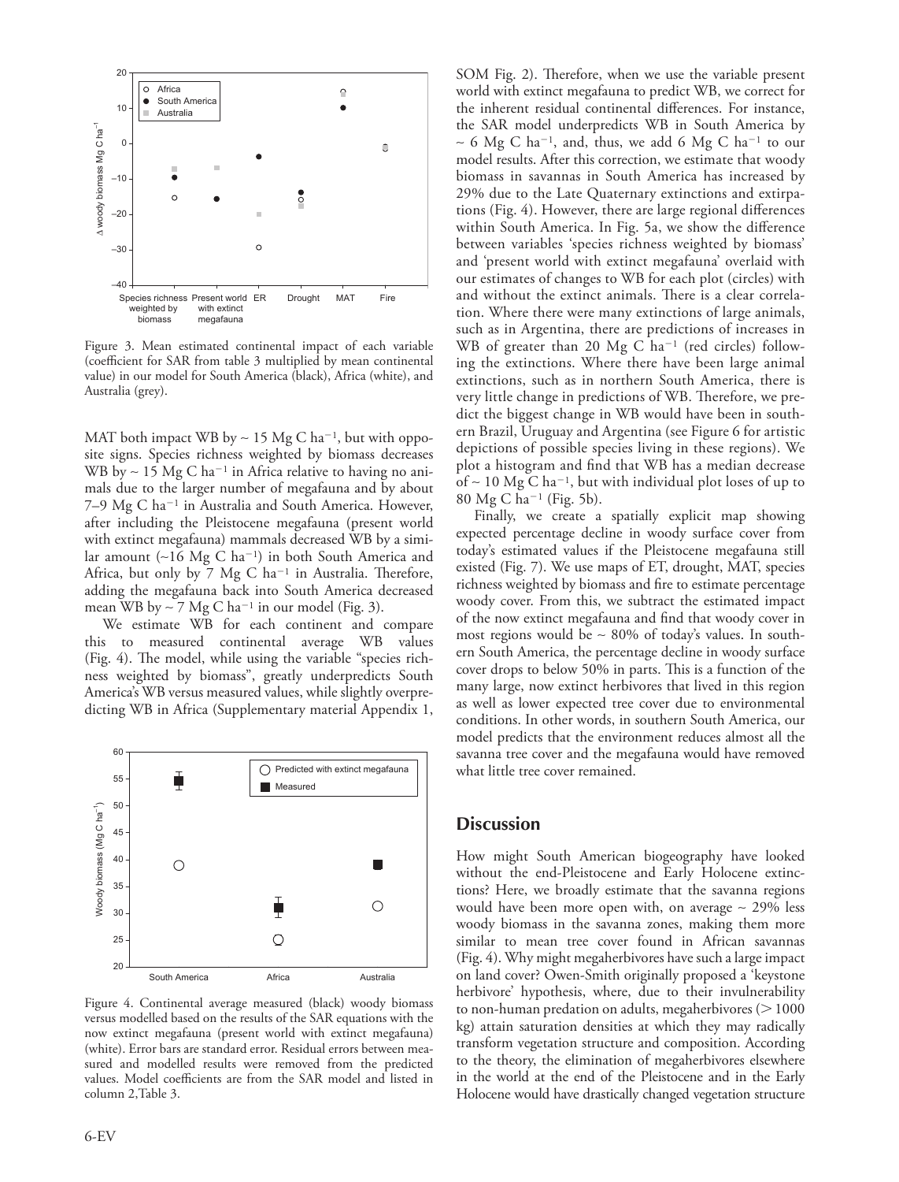Figure 3. Mean estimated continental impact of each variable (coefficient for SAR from table 3 multiplied by mean continental value) in our model for South America (black), Africa (white), and Australia (grey).

MAT both impact WB by ~ 15 Mg C ha$^{-1}$, but with opposite signs. Species richness weighted by biomass decreases WB by ~ 15 Mg C ha$^{-1}$ in Africa relative to having no animals due to the larger number of megafauna and by about 7–9 Mg C ha$^{-1}$ in Australia and South America. However, after including the Pleistocene megafauna (present world with extinct megafauna) mammals decreased WB by a similar amount (~16 Mg C ha$^{-1}$) in both South America and Africa, but only by 7 Mg C ha$^{-1}$ in Australia. Therefore, adding the megafauna back into South America decreased mean WB by ~ 7 Mg C ha$^{-1}$ in our model (Fig. 3).

We estimate WB for each continent and compare this to measured continental average WB values (Fig. 4). The model, while using the variable "species richness weighted by biomass", greatly underpredicts South America's WB versus measured values, while slightly overpredicting WB in Africa (Supplementary material Appendix 1, SOM Fig. 2). Therefore, when we use the variable present world with extinct megafauna to predict WB, we correct for the inherent residual continental differences. For instance, the SAR model underpredicts WB in South America by ~ 6 Mg C ha$^{-1}$, and, thus, we add 6 Mg C ha$^{-1}$ to our model results. After this correction, we estimate that woody biomass in savannas in South America has increased by 29% due to the Late Quaternary extinctions and extirpations (Fig. 4). However, there are large regional differences within South America. In Fig. 5a, we show the difference between variables 'species richness weighted by biomass' and 'present world with extinct megafauna' overlaid with our estimates of changes to WB for each plot (circles) with and without the extinct animals. There is a clear correlation. Where there were many extinctions of large animals, such as in Argentina, there are predictions of increases in WB of greater than 20 Mg C ha$^{-1}$ (red circles) following the extinctions. Where there have been large animal extinctions, such as in northern South America, there is very little change in predictions of WB. Therefore, we predict the biggest change in WB would have been in southern Brazil, Uruguay and Argentina (see Figure 6 for artistic depictions of possible species living in these regions). We plot a histogram and find that WB has a median decrease of ~ 10 Mg C ha$^{-1}$, but with individual plot loses of up to 80 Mg C ha$^{-1}$ (Fig. 5b).

Finally, we create a spatially explicit map showing expected percentage decline in woody surface cover from today's estimated values if the Pleistocene megafauna still existed (Fig. 7). We use maps of ET, drought, MAT, species richness weighted by biomass and fire to estimate percentage woody cover. From this, we subtract the estimated impact of the now extinct megafauna and find that woody cover in most regions would be ~ 80% of today's values. In southern South America, the percentage decline in woody surface cover drops to below 50% in parts. This is a function of the many large, now extinct herbivores that lived in this region as well as lower expected tree cover due to environmental conditions. In other words, in southern South America, our model predicts that the environment reduces almost all the savanna tree cover and the megafauna would have removed what little tree cover remained.

Figure 4. Continental average measured (black) woody biomass versus modelled based on the results of the SAR equations with the now extinct megafauna (present world with extinct megafauna) (white). Error bars are standard error. Residual errors between measured and modelled results were removed from the predicted values. Model coefficients are from the SAR model and listed in column 2,Table 3.

## Discussion

How might South American biogeography have looked without the end-Pleistocene and Early Holocene extinctions? Here, we broadly estimate that the savanna regions would have been more open with, on average ~ 29% less woody biomass in the savanna zones, making them more similar to mean tree cover found in African savannas (Fig. 4). Why might megaherbivores have such a large impact on land cover? Owen-Smith originally proposed a 'keystone herbivore' hypothesis, where, due to their invulnerability to non-human predation on adults, megaherbivores (> 1000 kg) attain saturation densities at which they may radically transform vegetation structure and composition. According to the theory, the elimination of megaherbivores elsewhere in the world at the end of the Pleistocene and in the Early Holocene would have drastically changed vegetation structure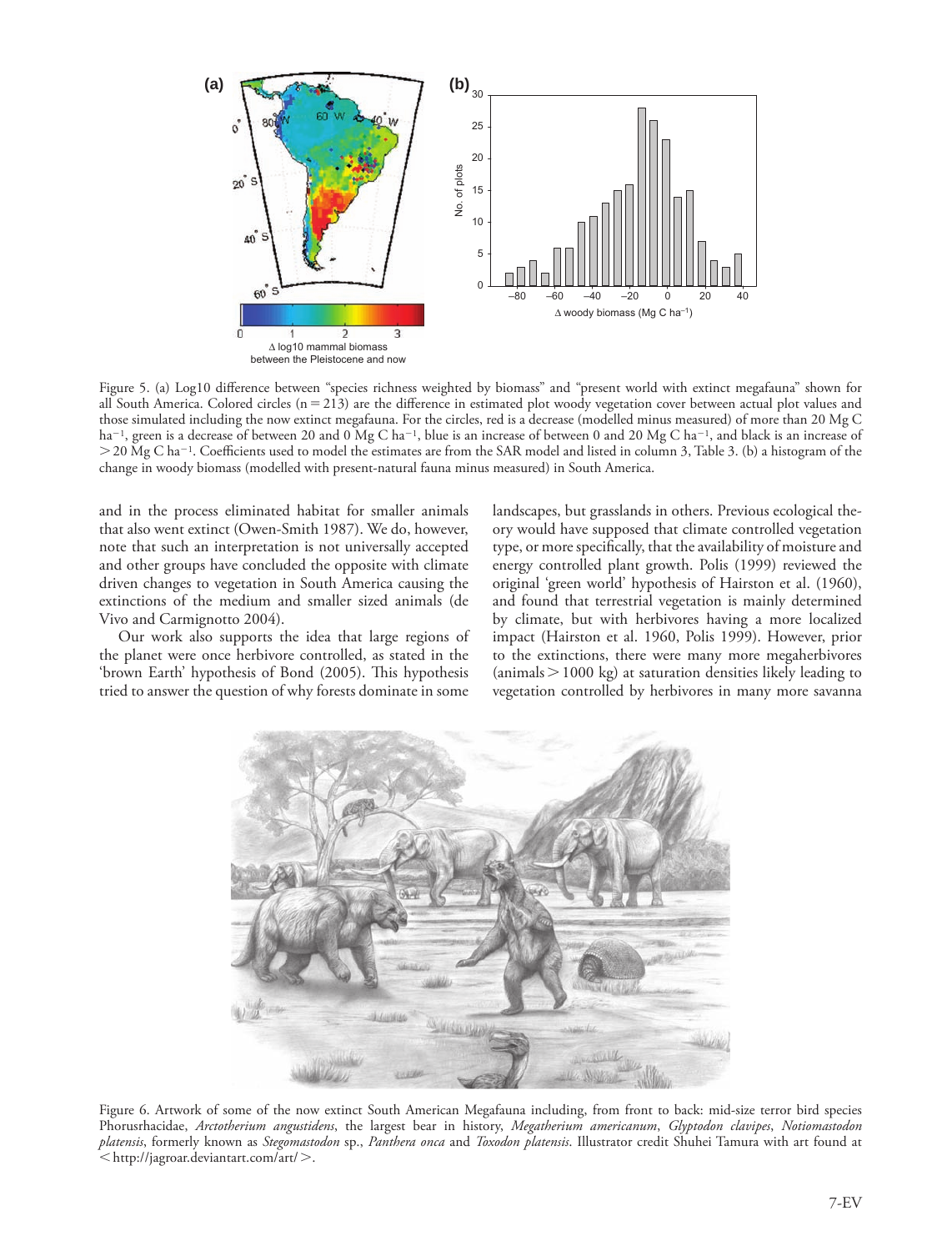Figure 5. (a) Log10 difference between "species richness weighted by biomass" and "present world with extinct megafauna" shown for all South America. Colored circles (n = 213) are the difference in estimated plot woody vegetation cover between actual plot values and those simulated including the now extinct megafauna. For the circles, red is a decrease (modelled minus measured) of more than 20 Mg C ha$^{-1}$, green is a decrease of between 20 and 0 Mg C ha$^{-1}$, blue is an increase of between 0 and 20 Mg C ha$^{-1}$, and black is an increase of > 20 Mg C ha$^{-1}$. Coefficients used to model the estimates are from the SAR model and listed in column 3, Table 3. (b) a histogram of the change in woody biomass (modelled with present-natural fauna minus measured) in South America.

and in the process eliminated habitat for smaller animals that also went extinct (Owen-Smith 1987). We do, however, note that such an interpretation is not universally accepted and other groups have concluded the opposite with climate driven changes to vegetation in South America causing the extinctions of the medium and smaller sized animals (de Vivo and Carmignotto 2004).

Our work also supports the idea that large regions of the planet were once herbivore controlled, as stated in the 'brown Earth' hypothesis of Bond (2005). This hypothesis tried to answer the question of why forests dominate in some landscapes, but grasslands in others. Previous ecological theory would have supposed that climate controlled vegetation type, or more specifically, that the availability of moisture and energy controlled plant growth. Polis (1999) reviewed the original 'green world' hypothesis of Hairston et al. (1960), and found that terrestrial vegetation is mainly determined by climate, but with herbivores having a more localized impact (Hairston et al. 1960, Polis 1999). However, prior to the extinctions, there were many more megaherbivores (animals > 1000 kg) at saturation densities likely leading to vegetation controlled by herbivores in many more savanna

Figure 6. Artwork of some of the now extinct South American Megafauna including, from front to back: mid-size terror bird species Phorusrhacidae, *Arctotherium angustidens*, the largest bear in history, *Megatherium americanum*, *Glyptodon clavipes*, *Notiomastodon platensis*, formerly known as *Stegomastodon* sp., *Panthera onca* and *Toxodon platensis*. Illustrator credit Shuhei Tamura with art found at < http://jagroar.deviantart.com/art/ >.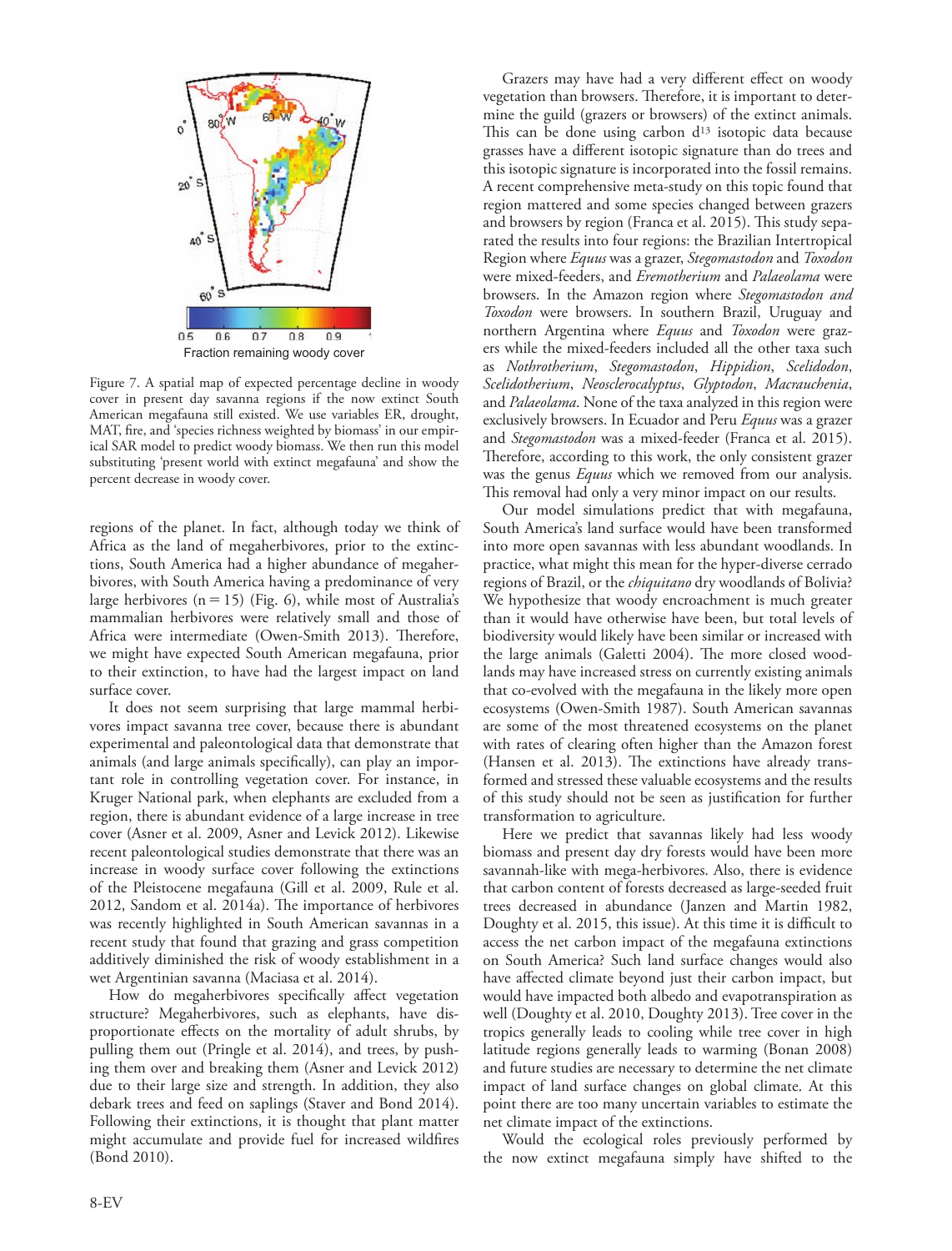Figure 7. A spatial map of expected percentage decline in woody cover in present day savanna regions if the now extinct South American megafauna still existed. We use variables ER, drought, MAT, fire, and 'species richness weighted by biomass' in our empirical SAR model to predict woody biomass. We then run this model substituting 'present world with extinct megafauna' and show the percent decrease in woody cover.

regions of the planet. In fact, although today we think of Africa as the land of megaherbivores, prior to the extinctions, South America had a higher abundance of megaherbivores, with South America having a predominance of very large herbivores ($n = 15$) (Fig. 6), while most of Australia's mammalian herbivores were relatively small and those of Africa were intermediate (Owen-Smith 2013). Therefore, we might have expected South American megafauna, prior to their extinction, to have had the largest impact on land surface cover.

It does not seem surprising that large mammal herbivores impact savanna tree cover, because there is abundant experimental and paleontological data that demonstrate that animals (and large animals specifically), can play an important role in controlling vegetation cover. For instance, in Kruger National park, when elephants are excluded from a region, there is abundant evidence of a large increase in tree cover (Asner et al. 2009, Asner and Levick 2012). Likewise recent paleontological studies demonstrate that there was an increase in woody surface cover following the extinctions of the Pleistocene megafauna (Gill et al. 2009, Rule et al. 2012, Sandom et al. 2014a). The importance of herbivores was recently highlighted in South American savannas in a recent study that found that grazing and grass competition additively diminished the risk of woody establishment in a wet Argentinian savanna (Maciasa et al. 2014).

How do megaherbivores specifically affect vegetation structure? Megaherbivores, such as elephants, have disproportionate effects on the mortality of adult shrubs, by pulling them out (Pringle et al. 2014), and trees, by pushing them over and breaking them (Asner and Levick 2012) due to their large size and strength. In addition, they also debark trees and feed on saplings (Staver and Bond 2014). Following their extinctions, it is thought that plant matter might accumulate and provide fuel for increased wildfires (Bond 2010).

Grazers may have had a very different effect on woody vegetation than browsers. Therefore, it is important to determine the guild (grazers or browsers) of the extinct animals. This can be done using carbon $d^{13}$ isotopic data because grasses have a different isotopic signature than do trees and this isotopic signature is incorporated into the fossil remains. A recent comprehensive meta-study on this topic found that region mattered and some species changed between grazers and browsers by region (Franca et al. 2015). This study separated the results into four regions: the Brazilian Intertropical Region where *Equus* was a grazer, *Stegomastodon* and *Toxodon* were mixed-feeders, and *Eremotherium* and *Palaeolama* were browsers. In the Amazon region where *Stegomastodon and Toxodon* were browsers. In southern Brazil, Uruguay and northern Argentina where *Equus* and *Toxodon* were grazers while the mixed-feeders included all the other taxa such as *Nothrotherium*, *Stegomastodon*, *Hippidion*, *Scelidodon*, *Scelidotherium*, *Neosclerocalyptus*, *Glyptodon*, *Macrauchenia*, and *Palaeolama*. None of the taxa analyzed in this region were exclusively browsers. In Ecuador and Peru *Equus* was a grazer and *Stegomastodon* was a mixed-feeder (Franca et al. 2015). Therefore, according to this work, the only consistent grazer was the genus *Equus* which we removed from our analysis. This removal had only a very minor impact on our results.

Our model simulations predict that with megafauna, South America's land surface would have been transformed into more open savannas with less abundant woodlands. In practice, what might this mean for the hyper-diverse cerrado regions of Brazil, or the *chiquitano* dry woodlands of Bolivia? We hypothesize that woody encroachment is much greater than it would have otherwise have been, but total levels of biodiversity would likely have been similar or increased with the large animals (Galetti 2004). The more closed woodlands may have increased stress on currently existing animals that co-evolved with the megafauna in the likely more open ecosystems (Owen-Smith 1987). South American savannas are some of the most threatened ecosystems on the planet with rates of clearing often higher than the Amazon forest (Hansen et al. 2013). The extinctions have already transformed and stressed these valuable ecosystems and the results of this study should not be seen as justification for further transformation to agriculture.

Here we predict that savannas likely had less woody biomass and present day dry forests would have been more savannah-like with mega-herbivores. Also, there is evidence that carbon content of forests decreased as large-seeded fruit trees decreased in abundance (Janzen and Martin 1982, Doughty et al. 2015, this issue). At this time it is difficult to access the net carbon impact of the megafauna extinctions on South America? Such land surface changes would also have affected climate beyond just their carbon impact, but would have impacted both albedo and evapotranspiration as well (Doughty et al. 2010, Doughty 2013). Tree cover in the tropics generally leads to cooling while tree cover in high latitude regions generally leads to warming (Bonan 2008) and future studies are necessary to determine the net climate impact of land surface changes on global climate. At this point there are too many uncertain variables to estimate the net climate impact of the extinctions.

Would the ecological roles previously performed by the now extinct megafauna simply have shifted to the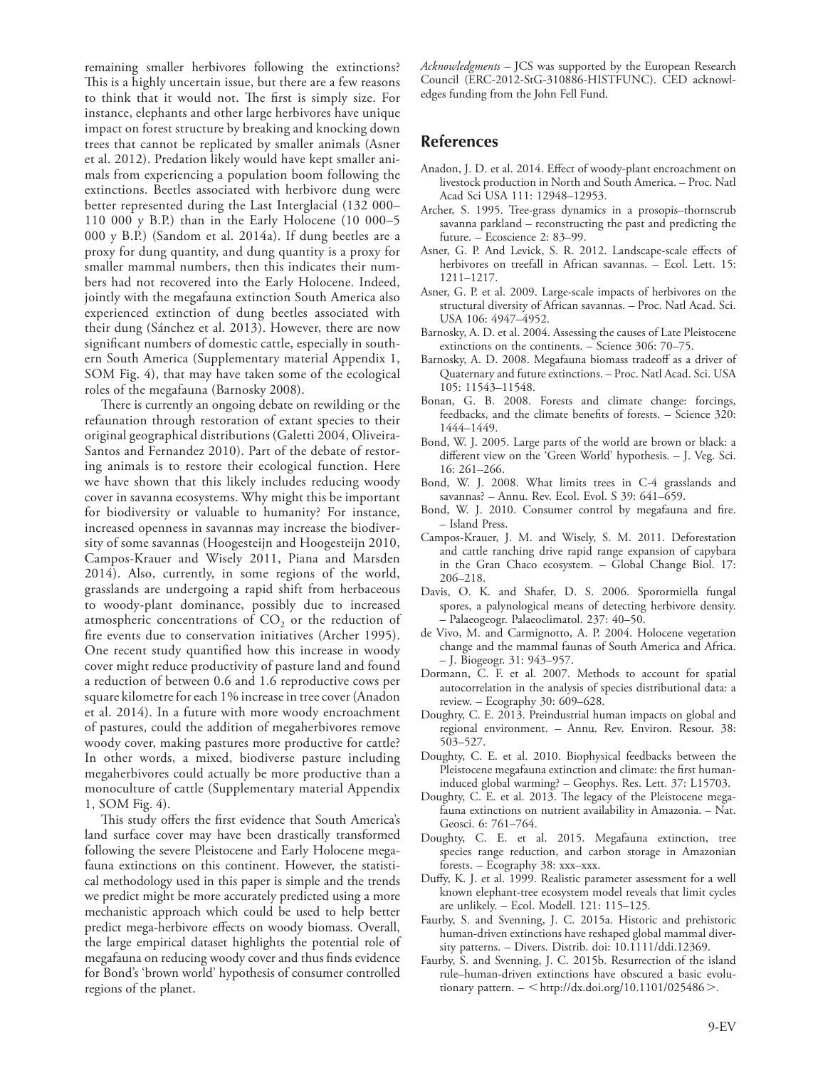remaining smaller herbivores following the extinctions? This is a highly uncertain issue, but there are a few reasons to think that it would not. The first is simply size. For instance, elephants and other large herbivores have unique impact on forest structure by breaking and knocking down trees that cannot be replicated by smaller animals (Asner et al. 2012). Predation likely would have kept smaller animals from experiencing a population boom following the extinctions. Beetles associated with herbivore dung were better represented during the Last Interglacial (132 000–110 000 y B.P.) than in the Early Holocene (10 000–5 000 y B.P.) (Sandom et al. 2014a). If dung beetles are a proxy for dung quantity, and dung quantity is a proxy for smaller mammal numbers, then this indicates their numbers had not recovered into the Early Holocene. Indeed, jointly with the megafauna extinction South America also experienced extinction of dung beetles associated with their dung (Sánchez et al. 2013). However, there are now significant numbers of domestic cattle, especially in southern South America (Supplementary material Appendix 1, SOM Fig. 4), that may have taken some of the ecological roles of the megafauna (Barnosky 2008).

There is currently an ongoing debate on rewilding or the refaunation through restoration of extant species to their original geographical distributions (Galetti 2004, Oliveira-Santos and Fernandez 2010). Part of the debate of restoring animals is to restore their ecological function. Here we have shown that this likely includes reducing woody cover in savanna ecosystems. Why might this be important for biodiversity or valuable to humanity? For instance, increased openness in savannas may increase the biodiversity of some savannas (Hoogesteijn and Hoogesteijn 2010, Campos-Krauer and Wisely 2011, Piana and Marsden 2014). Also, currently, in some regions of the world, grasslands are undergoing a rapid shift from herbaceous to woody-plant dominance, possibly due to increased atmospheric concentrations of $CO_2$ or the reduction of fire events due to conservation initiatives (Archer 1995). One recent study quantified how this increase in woody cover might reduce productivity of pasture land and found a reduction of between 0.6 and 1.6 reproductive cows per square kilometre for each 1% increase in tree cover (Anadon et al. 2014). In a future with more woody encroachment of pastures, could the addition of megaherbivores remove woody cover, making pastures more productive for cattle? In other words, a mixed, biodiverse pasture including megaherbivores could actually be more productive than a monoculture of cattle (Supplementary material Appendix 1, SOM Fig. 4).

This study offers the first evidence that South America's land surface cover may have been drastically transformed following the severe Pleistocene and Early Holocene megafauna extinctions on this continent. However, the statistical methodology used in this paper is simple and the trends we predict might be more accurately predicted using a more mechanistic approach which could be used to help better predict mega-herbivore effects on woody biomass. Overall, the large empirical dataset highlights the potential role of megafauna on reducing woody cover and thus finds evidence for Bond's 'brown world' hypothesis of consumer controlled regions of the planet.

*Acknowledgments* – JCS was supported by the European Research Council (ERC-2012-StG-310886-HISTFUNC). CED acknowledges funding from the John Fell Fund.

## References

Anadon, J. D. et al. 2014. Effect of woody-plant encroachment on livestock production in North and South America. – Proc. Natl Acad Sci USA 111: 12948–12953.

Archer, S. 1995. Tree-grass dynamics in a prosopis–thornscrub savanna parkland – reconstructing the past and predicting the future. – Ecoscience 2: 83–99.

Asner, G. P. And Levick, S. R. 2012. Landscape-scale effects of herbivores on treefall in African savannas. – Ecol. Lett. 15: 1211–1217.

Asner, G. P. et al. 2009. Large-scale impacts of herbivores on the structural diversity of African savannas. – Proc. Natl Acad. Sci. USA 106: 4947–4952.

Barnosky, A. D. et al. 2004. Assessing the causes of Late Pleistocene extinctions on the continents. – Science 306: 70–75.

Barnosky, A. D. 2008. Megafauna biomass tradeoff as a driver of Quaternary and future extinctions. – Proc. Natl Acad. Sci. USA 105: 11543–11548.

Bonan, G. B. 2008. Forests and climate change: forcings, feedbacks, and the climate benefits of forests. – Science 320: 1444–1449.

Bond, W. J. 2005. Large parts of the world are brown or black: a different view on the 'Green World' hypothesis. – J. Veg. Sci. 16: 261–266.

Bond, W. J. 2008. What limits trees in C-4 grasslands and savannas? – Annu. Rev. Ecol. Evol. S 39: 641–659.

Bond, W. J. 2010. Consumer control by megafauna and fire. – Island Press.

Campos-Krauer, J. M. and Wisely, S. M. 2011. Deforestation and cattle ranching drive rapid range expansion of capybara in the Gran Chaco ecosystem. – Global Change Biol. 17: 206–218.

Davis, O. K. and Shafer, D. S. 2006. Sporormiella fungal spores, a palynological means of detecting herbivore density. – Palaeogeogr. Palaeoclimatol. 237: 40–50.

de Vivo, M. and Carmignotto, A. P. 2004. Holocene vegetation change and the mammal faunas of South America and Africa. – J. Biogeogr. 31: 943–957.

Dormann, C. F. et al. 2007. Methods to account for spatial autocorrelation in the analysis of species distributional data: a review. – Ecography 30: 609–628.

Doughty, C. E. 2013. Preindustrial human impacts on global and regional environment. – Annu. Rev. Environ. Resour. 38: 503–527.

Doughty, C. E. et al. 2010. Biophysical feedbacks between the Pleistocene megafauna extinction and climate: the first human-induced global warming? – Geophys. Res. Lett. 37: L15703.

Doughty, C. E. et al. 2013. The legacy of the Pleistocene megafauna extinctions on nutrient availability in Amazonia. – Nat. Geosci. 6: 761–764.

Doughty, C. E. et al. 2015. Megafauna extinction, tree species range reduction, and carbon storage in Amazonian forests. – Ecography 38: xxx–xxx.

Duffy, K. J. et al. 1999. Realistic parameter assessment for a well known elephant-tree ecosystem model reveals that limit cycles are unlikely. – Ecol. Modell. 121: 115–125.

Faurby, S. and Svenning, J. C. 2015a. Historic and prehistoric human-driven extinctions have reshaped global mammal diversity patterns. – Divers. Distrib. doi: 10.1111/ddi.12369.

Faurby, S. and Svenning, J. C. 2015b. Resurrection of the island rule–human-driven extinctions have obscured a basic evolutionary pattern. – <http://dx.doi.org/10.1101/025486>.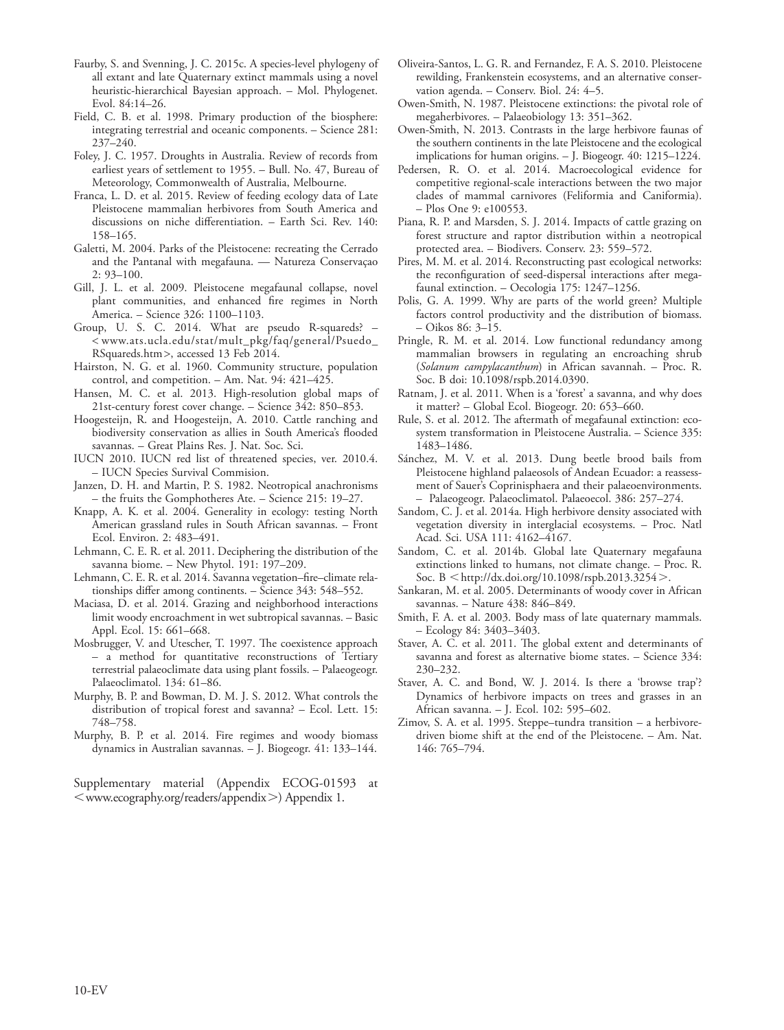Faurby, S. and Svenning, J. C. 2015c. A species-level phylogeny of all extant and late Quaternary extinct mammals using a novel heuristic-hierarchical Bayesian approach. – Mol. Phylogenet. Evol. 84:14–26.

Field, C. B. et al. 1998. Primary production of the biosphere: integrating terrestrial and oceanic components. – Science 281: 237–240.

Foley, J. C. 1957. Droughts in Australia. Review of records from earliest years of settlement to 1955. – Bull. No. 47, Bureau of Meteorology, Commonwealth of Australia, Melbourne.

Franca, L. D. et al. 2015. Review of feeding ecology data of Late Pleistocene mammalian herbivores from South America and discussions on niche differentiation. – Earth Sci. Rev. 140: 158–165.

Galetti, M. 2004. Parks of the Pleistocene: recreating the Cerrado and the Pantanal with megafauna. — Natureza Conservaçao 2: 93–100.

Gill, J. L. et al. 2009. Pleistocene megafaunal collapse, novel plant communities, and enhanced fire regimes in North America. – Science 326: 1100–1103.

Group, U. S. C. 2014. What are pseudo R-squareds? – <www.ats.ucla.edu/stat/mult_pkg/faq/general/Psuedo_RSquareds.htm>, accessed 13 Feb 2014.

Hairston, N. G. et al. 1960. Community structure, population control, and competition. – Am. Nat. 94: 421–425.

Hansen, M. C. et al. 2013. High-resolution global maps of 21st-century forest cover change. – Science 342: 850–853.

Hoogesteijn, R. and Hoogesteijn, A. 2010. Cattle ranching and biodiversity conservation as allies in South America's flooded savannas. – Great Plains Res. J. Nat. Soc. Sci.

IUCN 2010. IUCN red list of threatened species, ver. 2010.4. – IUCN Species Survival Commision.

Janzen, D. H. and Martin, P. S. 1982. Neotropical anachronisms – the fruits the Gomphotheres Ate. – Science 215: 19–27.

Knapp, A. K. et al. 2004. Generality in ecology: testing North American grassland rules in South African savannas. – Front Ecol. Environ. 2: 483–491.

Lehmann, C. E. R. et al. 2011. Deciphering the distribution of the savanna biome. – New Phytol. 191: 197–209.

Lehmann, C. E. R. et al. 2014. Savanna vegetation–fire–climate relationships differ among continents. – Science 343: 548–552.

Maciasa, D. et al. 2014. Grazing and neighborhood interactions limit woody encroachment in wet subtropical savannas. – Basic Appl. Ecol. 15: 661–668.

Mosbrugger, V. and Utescher, T. 1997. The coexistence approach – a method for quantitative reconstructions of Tertiary terrestrial palaeoclimate data using plant fossils. – Palaeogeogr. Palaeoclimatol. 134: 61–86.

Murphy, B. P. and Bowman, D. M. J. S. 2012. What controls the distribution of tropical forest and savanna? – Ecol. Lett. 15: 748–758.

Murphy, B. P. et al. 2014. Fire regimes and woody biomass dynamics in Australian savannas. – J. Biogeogr. 41: 133–144.

Supplementary material (Appendix ECOG-01593 at <www.ecography.org/readers/appendix>) Appendix 1.

Oliveira-Santos, L. G. R. and Fernandez, F. A. S. 2010. Pleistocene rewilding, Frankenstein ecosystems, and an alternative conservation agenda. – Conserv. Biol. 24: 4–5.

Owen-Smith, N. 1987. Pleistocene extinctions: the pivotal role of megaherbivores. – Palaeobiology 13: 351–362.

Owen-Smith, N. 2013. Contrasts in the large herbivore faunas of the southern continents in the late Pleistocene and the ecological implications for human origins. – J. Biogeogr. 40: 1215–1224.

Pedersen, R. O. et al. 2014. Macroecological evidence for competitive regional-scale interactions between the two major clades of mammal carnivores (Feliformia and Caniformia). – Plos One 9: e100553.

Piana, R. P. and Marsden, S. J. 2014. Impacts of cattle grazing on forest structure and raptor distribution within a neotropical protected area. – Biodivers. Conserv. 23: 559–572.

Pires, M. M. et al. 2014. Reconstructing past ecological networks: the reconfiguration of seed-dispersal interactions after megafaunal extinction. – Oecologia 175: 1247–1256.

Polis, G. A. 1999. Why are parts of the world green? Multiple factors control productivity and the distribution of biomass. – Oikos 86: 3–15.

Pringle, R. M. et al. 2014. Low functional redundancy among mammalian browsers in regulating an encroaching shrub (*Solanum campylacanthum*) in African savannah. – Proc. R. Soc. B doi: 10.1098/rspb.2014.0390.

Ratnam, J. et al. 2011. When is a 'forest' a savanna, and why does it matter? – Global Ecol. Biogeogr. 20: 653–660.

Rule, S. et al. 2012. The aftermath of megafaunal extinction: ecosystem transformation in Pleistocene Australia. – Science 335: 1483–1486.

Sánchez, M. V. et al. 2013. Dung beetle brood bails from Pleistocene highland palaeosols of Andean Ecuador: a reassessment of Sauer's Coprinisphaera and their palaeoenvironments. – Palaeogeogr. Palaeoclimatol. Palaeoecol. 386: 257–274.

Sandom, C. J. et al. 2014a. High herbivore density associated with vegetation diversity in interglacial ecosystems. – Proc. Natl Acad. Sci. USA 111: 4162–4167.

Sandom, C. et al. 2014b. Global late Quaternary megafauna extinctions linked to humans, not climate change. – Proc. R. Soc. B <http://dx.doi.org/10.1098/rspb.2013.3254>.

Sankaran, M. et al. 2005. Determinants of woody cover in African savannas. – Nature 438: 846–849.

Smith, F. A. et al. 2003. Body mass of late quaternary mammals. – Ecology 84: 3403–3403.

Staver, A. C. et al. 2011. The global extent and determinants of savanna and forest as alternative biome states. – Science 334: 230–232.

Staver, A. C. and Bond, W. J. 2014. Is there a 'browse trap'? Dynamics of herbivore impacts on trees and grasses in an African savanna. – J. Ecol. 102: 595–602.

Zimov, S. A. et al. 1995. Steppe–tundra transition – a herbivore-driven biome shift at the end of the Pleistocene. – Am. Nat. 146: 765–794.